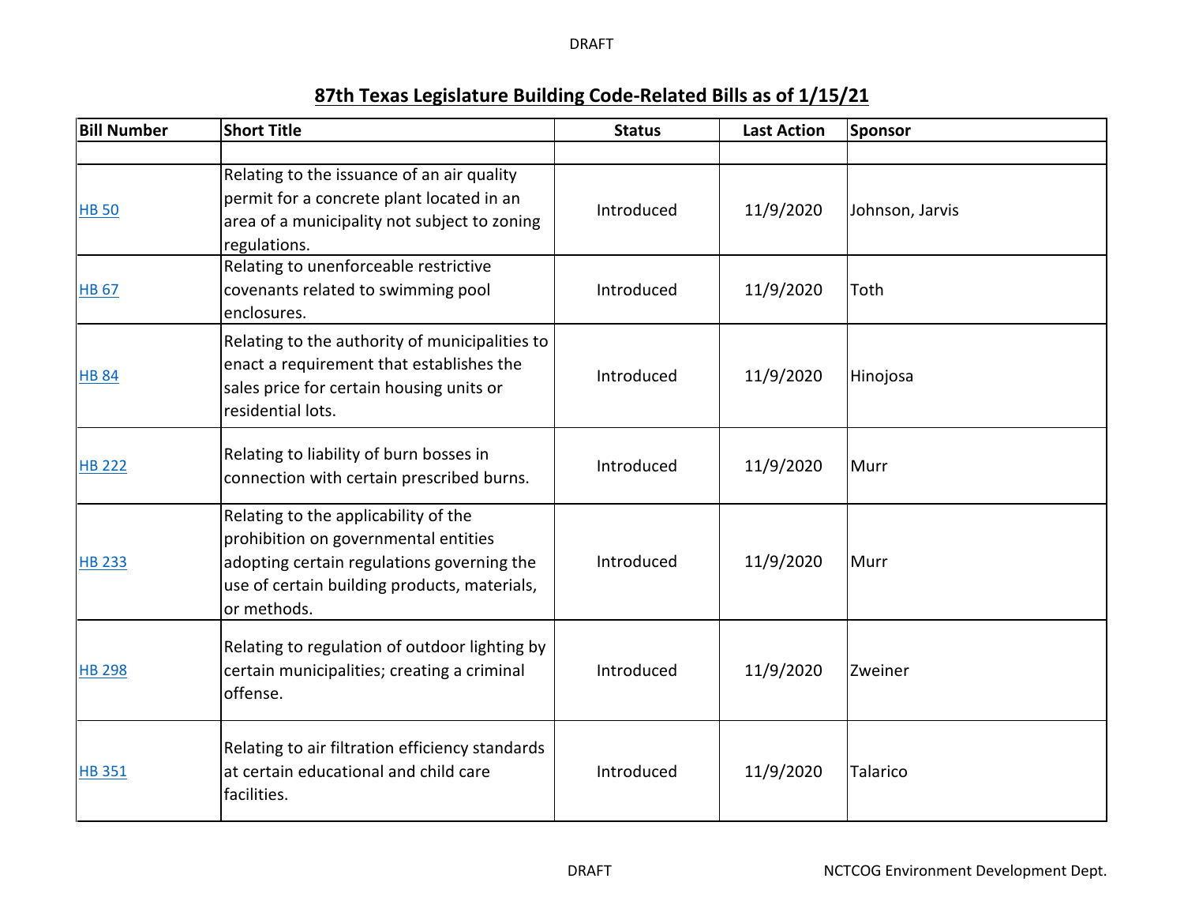## 87th Texas Legislature Building Code-Related Bills as of 1/15/21

| Bill Number | Short Title | Status | Last Action | Sponsor |
|---|---|---|---|---|
| | | | | |
| HB 50 | Relating to the issuance of an air quality permit for a concrete plant located in an area of a municipality not subject to zoning regulations. | Introduced | 11/9/2020 | Johnson, Jarvis |
| HB 67 | Relating to unenforceable restrictive covenants related to swimming pool enclosures. | Introduced | 11/9/2020 | Toth |
| HB 84 | Relating to the authority of municipalities to enact a requirement that establishes the sales price for certain housing units or residential lots. | Introduced | 11/9/2020 | Hinojosa |
| HB 222 | Relating to liability of burn bosses in connection with certain prescribed burns. | Introduced | 11/9/2020 | Murr |
| HB 233 | Relating to the applicability of the prohibition on governmental entities adopting certain regulations governing the use of certain building products, materials, or methods. | Introduced | 11/9/2020 | Murr |
| HB 298 | Relating to regulation of outdoor lighting by certain municipalities; creating a criminal offense. | Introduced | 11/9/2020 | Zweiner |
| HB 351 | Relating to air filtration efficiency standards at certain educational and child care facilities. | Introduced | 11/9/2020 | Talarico |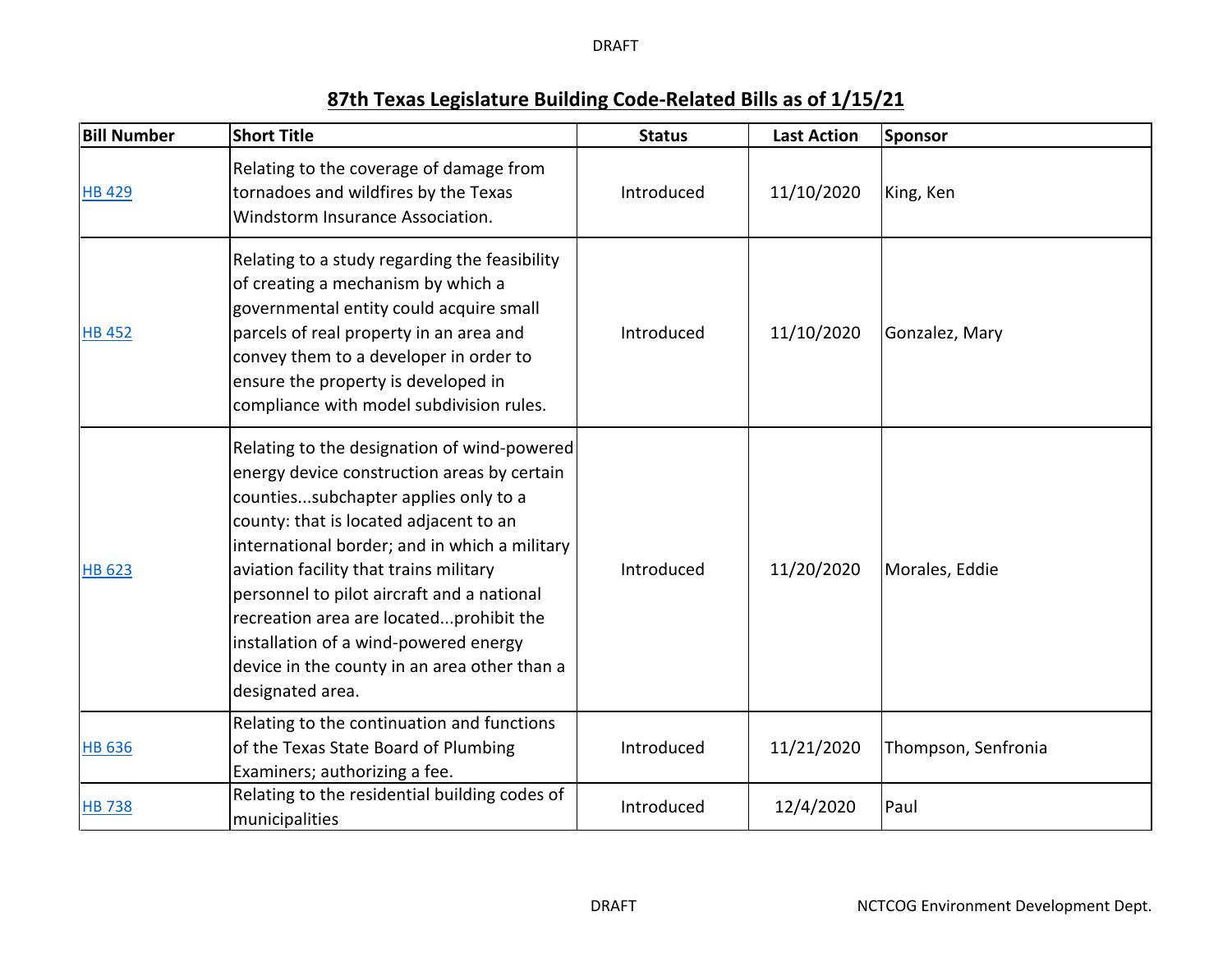## 87th Texas Legislature Building Code-Related Bills as of 1/15/21

| Bill Number | Short Title | Status | Last Action | Sponsor |
|---|---|---|---|---|
| HB 429 | Relating to the coverage of damage from tornadoes and wildfires by the Texas Windstorm Insurance Association. | Introduced | 11/10/2020 | King, Ken |
| HB 452 | Relating to a study regarding the feasibility of creating a mechanism by which a governmental entity could acquire small parcels of real property in an area and convey them to a developer in order to ensure the property is developed in compliance with model subdivision rules. | Introduced | 11/10/2020 | Gonzalez, Mary |
| HB 623 | Relating to the designation of wind-powered energy device construction areas by certain counties...subchapter applies only to a county: that is located adjacent to an international border; and in which a military aviation facility that trains military personnel to pilot aircraft and a national recreation area are located...prohibit the installation of a wind-powered energy device in the county in an area other than a designated area. | Introduced | 11/20/2020 | Morales, Eddie |
| HB 636 | Relating to the continuation and functions of the Texas State Board of Plumbing Examiners; authorizing a fee. | Introduced | 11/21/2020 | Thompson, Senfronia |
| HB 738 | Relating to the residential building codes of municipalities | Introduced | 12/4/2020 | Paul |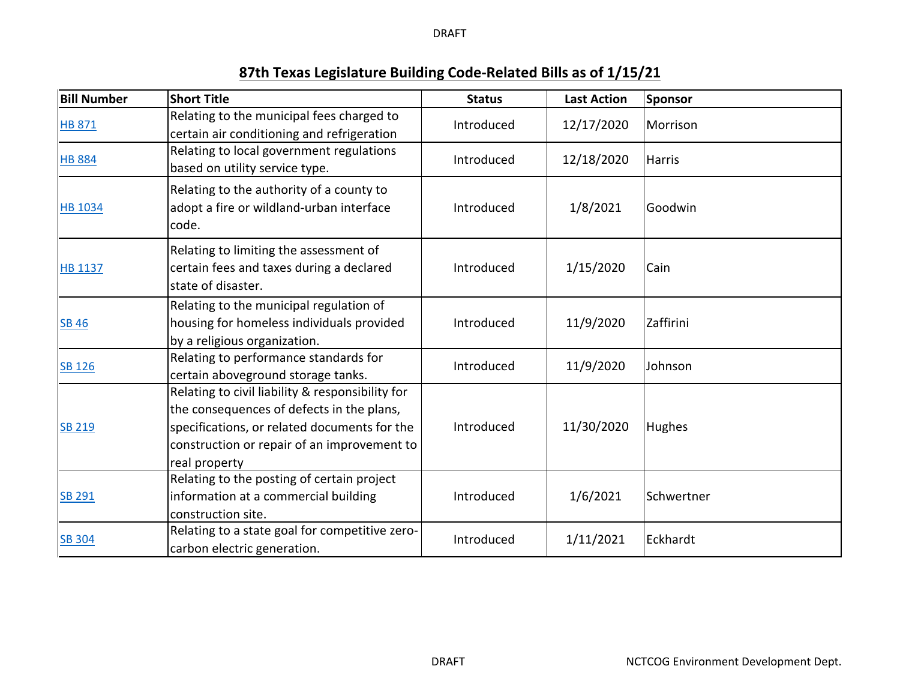# 87th Texas Legislature Building Code-Related Bills as of 1/15/21

| Bill Number | Short Title | Status | Last Action | Sponsor |
|---|---|---|---|---|
| HB 871 | Relating to the municipal fees charged to certain air conditioning and refrigeration | Introduced | 12/17/2020 | Morrison |
| HB 884 | Relating to local government regulations based on utility service type. | Introduced | 12/18/2020 | Harris |
| HB 1034 | Relating to the authority of a county to adopt a fire or wildland-urban interface code. | Introduced | 1/8/2021 | Goodwin |
| HB 1137 | Relating to limiting the assessment of certain fees and taxes during a declared state of disaster. | Introduced | 1/15/2020 | Cain |
| SB 46 | Relating to the municipal regulation of housing for homeless individuals provided by a religious organization. | Introduced | 11/9/2020 | Zaffirini |
| SB 126 | Relating to performance standards for certain aboveground storage tanks. | Introduced | 11/9/2020 | Johnson |
| SB 219 | Relating to civil liability & responsibility for the consequences of defects in the plans, specifications, or related documents for the construction or repair of an improvement to real property | Introduced | 11/30/2020 | Hughes |
| SB 291 | Relating to the posting of certain project information at a commercial building construction site. | Introduced | 1/6/2021 | Schwertner |
| SB 304 | Relating to a state goal for competitive zero-carbon electric generation. | Introduced | 1/11/2021 | Eckhardt |